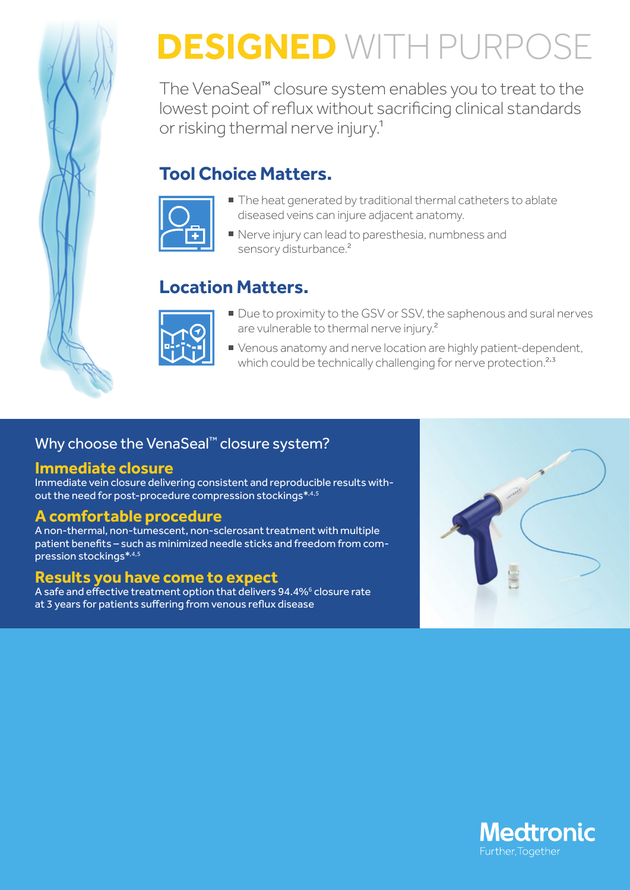# DESIGNED WITH PURPOSE

The VenaSeal™ closure system enables you to treat to the lowest point of reflux without sacrificing clinical standards or risking thermal nerve injury.[1]

## Tool Choice Matters.

- The heat generated by traditional thermal catheters to ablate diseased veins can injure adjacent anatomy.
- Nerve injury can lead to paresthesia, numbness and sensory disturbance.[2]

## Location Matters.

- Due to proximity to the GSV or SSV, the saphenous and sural nerves are vulnerable to thermal nerve injury.[2]
- Venous anatomy and nerve location are highly patient-dependent, which could be technically challenging for nerve protection.[2,3]

## Why choose the VenaSeal™ closure system?

### Immediate closure

Immediate vein closure delivering consistent and reproducible results without the need for post-procedure compression stockings*[4,5]

### A comfortable procedure

A non-thermal, non-tumescent, non-sclerosant treatment with multiple patient benefits – such as minimized needle sticks and freedom from compression stockings*[4,5]

### Results you have come to expect

A safe and effective treatment option that delivers 94.4%[6] closure rate at 3 years for patients suffering from venous reflux disease

Medtronic
Further, Together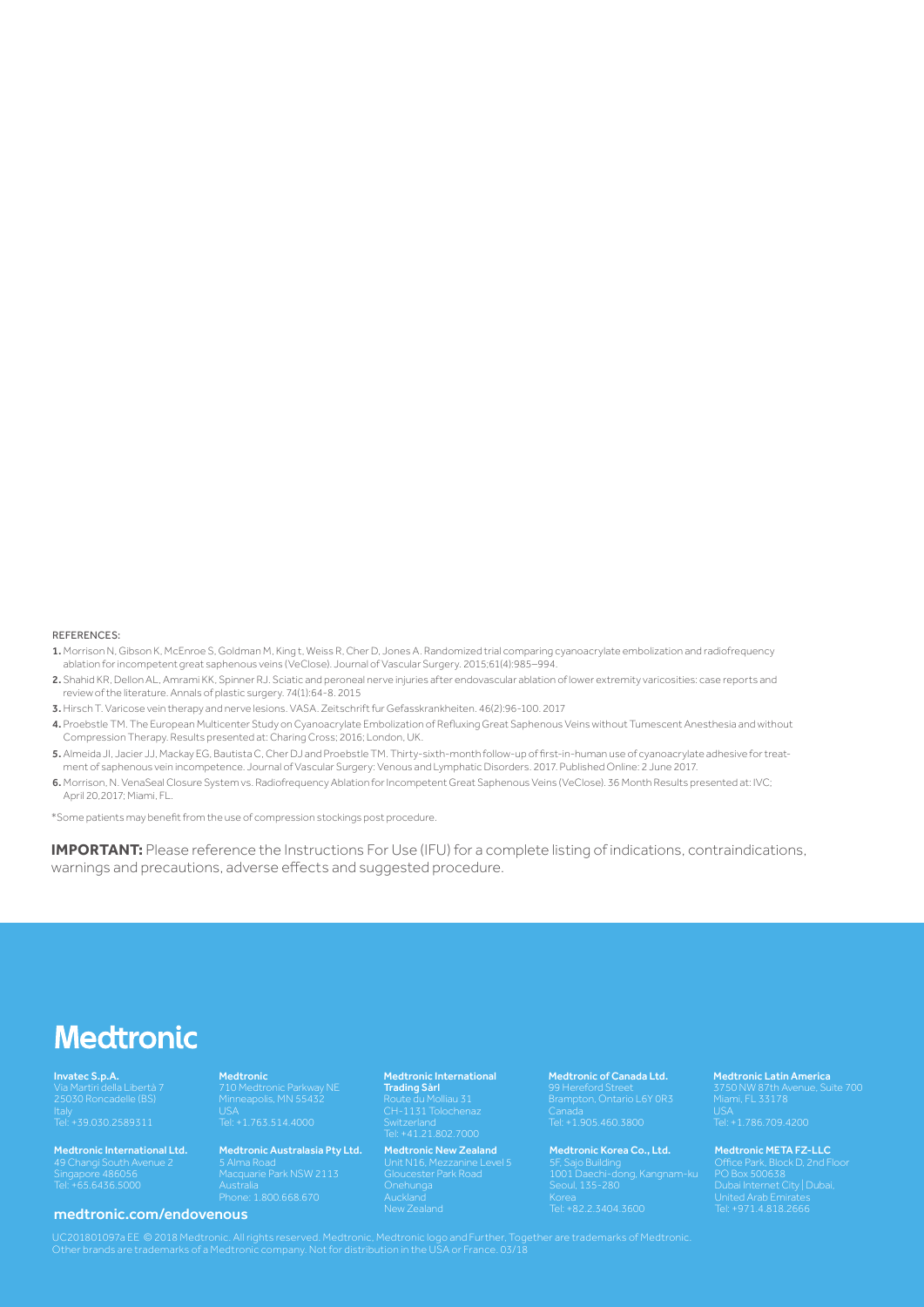REFERENCES:

1. Morrison N, Gibson K, McEnroe S, Goldman M, King t, Weiss R, Cher D, Jones A. Randomized trial comparing cyanoacrylate embolization and radiofrequency ablation for incompetent great saphenous veins (VeClose). Journal of Vascular Surgery. 2015;61(4):985–994.
2. Shahid KR, Dellon AL, Amrami KK, Spinner RJ. Sciatic and peroneal nerve injuries after endovascular ablation of lower extremity varicosities: case reports and review of the literature. Annals of plastic surgery. 74(1):64-8. 2015
3. Hirsch T. Varicose vein therapy and nerve lesions. VASA. Zeitschrift fur Gefasskrankheiten. 46(2):96-100. 2017
4. Proebstle TM. The European Multicenter Study on Cyanoacrylate Embolization of Refluxing Great Saphenous Veins without Tumescent Anesthesia and without Compression Therapy. Results presented at: Charing Cross; 2016; London, UK.
5. Almeida JI, Jacier JJ, Mackay EG, Bautista C, Cher DJ and Proebstle TM. Thirty-sixth-month follow-up of first-in-human use of cyanoacrylate adhesive for treatment of saphenous vein incompetence. Journal of Vascular Surgery: Venous and Lymphatic Disorders. 2017. Published Online: 2 June 2017.
6. Morrison, N. VenaSeal Closure System vs. Radiofrequency Ablation for Incompetent Great Saphenous Veins (VeClose). 36 Month Results presented at: IVC; April 20,2017; Miami, FL.

*Some patients may benefit from the use of compression stockings post procedure.

**IMPORTANT:** Please reference the Instructions For Use (IFU) for a complete listing of indications, contraindications, warnings and precautions, adverse effects and suggested procedure.

Medtronic

**Invatec S.p.A.**
Via Martiri della Libertà 7
25030 Roncadelle (BS)
Italy
Tel: +39.030.2589311

**Medtronic International Ltd.**
49 Changi South Avenue 2
Singapore 486056
Tel: +65.6436.5000

**Medtronic**
710 Medtronic Parkway NE
Minneapolis, MN 55432
USA
Tel: +1.763.514.4000

**Medtronic Australasia Pty Ltd.**
5 Alma Road
Macquarie Park NSW 2113
Australia
Phone: 1.800.668.670

**Medtronic International Trading Sàrl**
Route du Molliau 31
CH-1131 Tolochenaz
Switzerland
Tel: +41.21.802.7000

**Medtronic New Zealand**
Unit N16, Mezzanine Level 5
Gloucester Park Road
Onehunga
Auckland
New Zealand

**Medtronic of Canada Ltd.**
99 Hereford Street
Brampton, Ontario L6Y 0R3
Canada
Tel: +1.905.460.3800

**Medtronic Korea Co., Ltd.**
5F, Sajo Building
1001 Daechi-dong, Kangnam-ku
Seoul, 135-280
Korea
Tel: +82.2.3404.3600

**Medtronic Latin America**
3750 NW 87th Avenue, Suite 700
Miami, FL 33178
USA
Tel: +1.786.709.4200

**Medtronic META FZ-LLC**
Office Park, Block D, 2nd Floor
PO Box 500638
Dubai Internet City | Dubai,
United Arab Emirates
Tel: +971.4.818.2666

**medtronic.com/endovenous**

UC201801097a EE © 2018 Medtronic. All rights reserved. Medtronic, Medtronic logo and Further, Together are trademarks of Medtronic. Other brands are trademarks of a Medtronic company. Not for distribution in the USA or France. 03/18